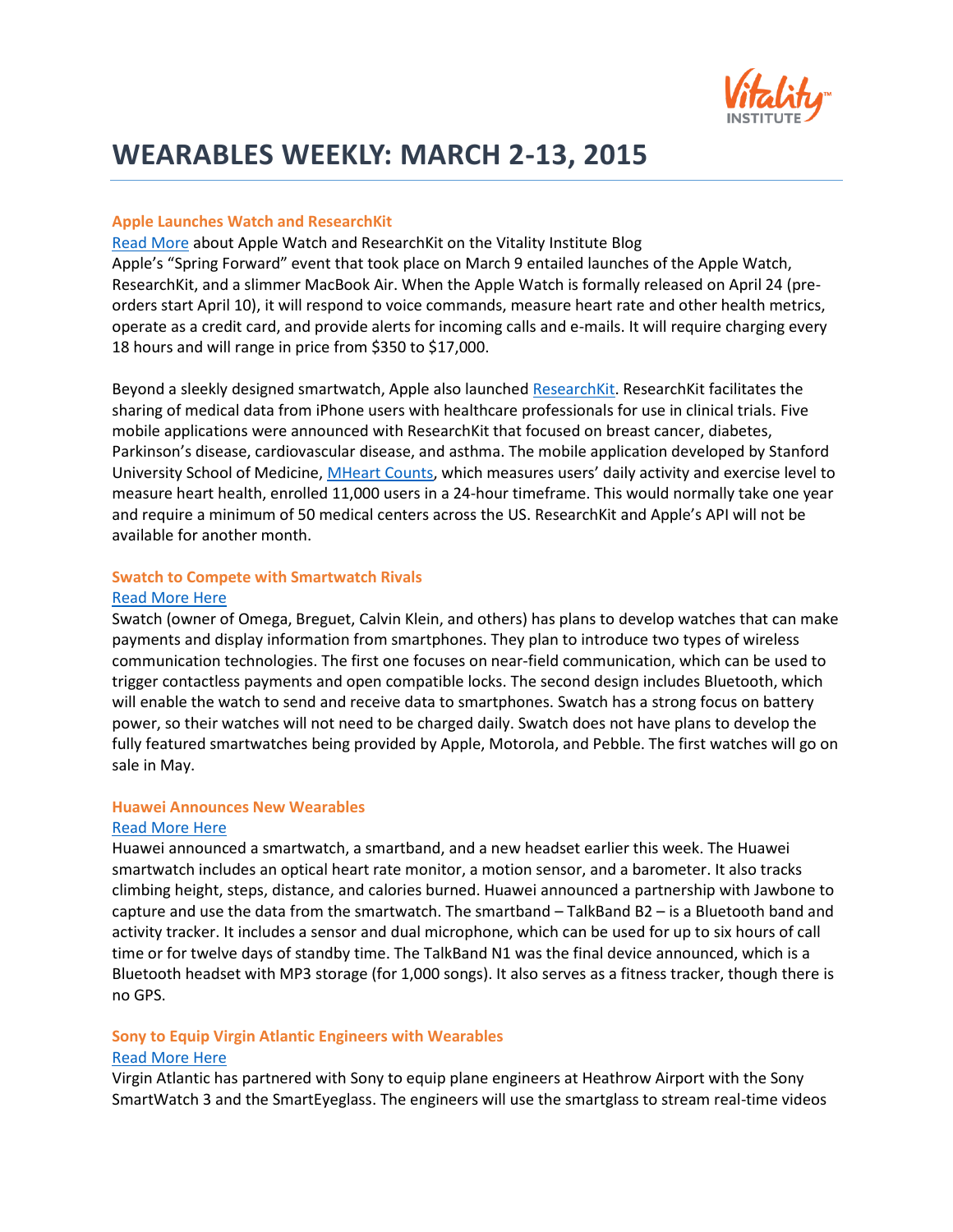# WEARABLES WEEKLY: MARCH 2-13, 2015

### Apple Launches Watch and ResearchKit

[Read More](#) about Apple Watch and ResearchKit on the Vitality Institute Blog

Apple's "Spring Forward" event that took place on March 9 entailed launches of the Apple Watch, ResearchKit, and a slimmer MacBook Air. When the Apple Watch is formally released on April 24 (pre-orders start April 10), it will respond to voice commands, measure heart rate and other health metrics, operate as a credit card, and provide alerts for incoming calls and e-mails. It will require charging every 18 hours and will range in price from $350 to $17,000.

Beyond a sleekly designed smartwatch, Apple also launched [ResearchKit](#). ResearchKit facilitates the sharing of medical data from iPhone users with healthcare professionals for use in clinical trials. Five mobile applications were announced with ResearchKit that focused on breast cancer, diabetes, Parkinson's disease, cardiovascular disease, and asthma. The mobile application developed by Stanford University School of Medicine, [MHeart Counts](#), which measures users' daily activity and exercise level to measure heart health, enrolled 11,000 users in a 24-hour timeframe. This would normally take one year and require a minimum of 50 medical centers across the US. ResearchKit and Apple's API will not be available for another month.

### Swatch to Compete with Smartwatch Rivals

[Read More Here](#)

Swatch (owner of Omega, Breguet, Calvin Klein, and others) has plans to develop watches that can make payments and display information from smartphones. They plan to introduce two types of wireless communication technologies. The first one focuses on near-field communication, which can be used to trigger contactless payments and open compatible locks. The second design includes Bluetooth, which will enable the watch to send and receive data to smartphones. Swatch has a strong focus on battery power, so their watches will not need to be charged daily. Swatch does not have plans to develop the fully featured smartwatches being provided by Apple, Motorola, and Pebble. The first watches will go on sale in May.

### Huawei Announces New Wearables

[Read More Here](#)

Huawei announced a smartwatch, a smartband, and a new headset earlier this week. The Huawei smartwatch includes an optical heart rate monitor, a motion sensor, and a barometer. It also tracks climbing height, steps, distance, and calories burned. Huawei announced a partnership with Jawbone to capture and use the data from the smartwatch. The smartband – TalkBand B2 – is a Bluetooth band and activity tracker. It includes a sensor and dual microphone, which can be used for up to six hours of call time or for twelve days of standby time. The TalkBand N1 was the final device announced, which is a Bluetooth headset with MP3 storage (for 1,000 songs). It also serves as a fitness tracker, though there is no GPS.

### Sony to Equip Virgin Atlantic Engineers with Wearables

[Read More Here](#)

Virgin Atlantic has partnered with Sony to equip plane engineers at Heathrow Airport with the Sony SmartWatch 3 and the SmartEyeglass. The engineers will use the smartglass to stream real-time videos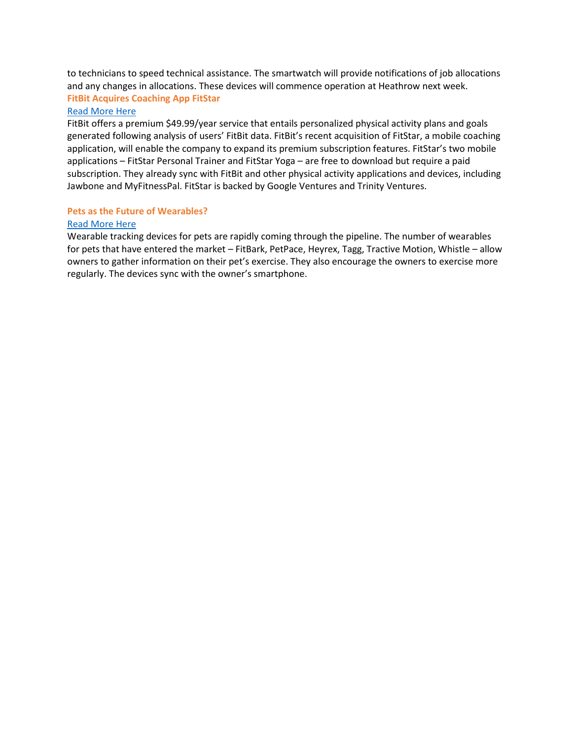to technicians to speed technical assistance. The smartwatch will provide notifications of job allocations and any changes in allocations. These devices will commence operation at Heathrow next week.

### FitBit Acquires Coaching App FitStar

Read More Here

FitBit offers a premium $49.99/year service that entails personalized physical activity plans and goals generated following analysis of users' FitBit data. FitBit's recent acquisition of FitStar, a mobile coaching application, will enable the company to expand its premium subscription features. FitStar's two mobile applications – FitStar Personal Trainer and FitStar Yoga – are free to download but require a paid subscription. They already sync with FitBit and other physical activity applications and devices, including Jawbone and MyFitnessPal. FitStar is backed by Google Ventures and Trinity Ventures.

### Pets as the Future of Wearables?

Read More Here

Wearable tracking devices for pets are rapidly coming through the pipeline. The number of wearables for pets that have entered the market – FitBark, PetPace, Heyrex, Tagg, Tractive Motion, Whistle – allow owners to gather information on their pet's exercise. They also encourage the owners to exercise more regularly. The devices sync with the owner's smartphone.